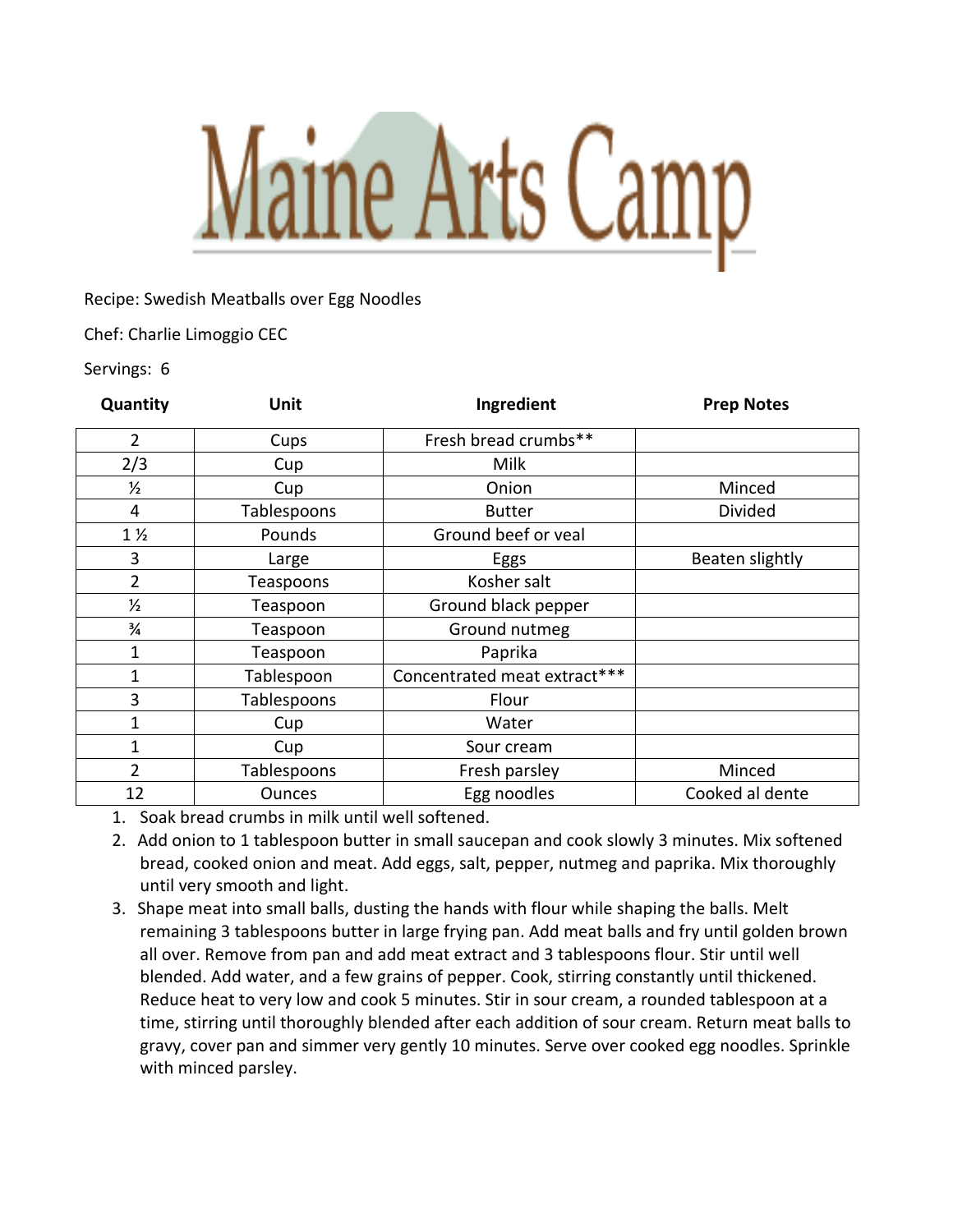# Maine Arts Camp

Recipe: Swedish Meatballs over Egg Noodles

Chef: Charlie Limoggio CEC

Servings: 6

| Quantity | Unit | Ingredient | Prep Notes |
|---|---|---|---|
| 2 | Cups | Fresh bread crumbs** | |
| 2/3 | Cup | Milk | |
| ½ | Cup | Onion | Minced |
| 4 | Tablespoons | Butter | Divided |
| 1 ½ | Pounds | Ground beef or veal | |
| 3 | Large | Eggs | Beaten slightly |
| 2 | Teaspoons | Kosher salt | |
| ½ | Teaspoon | Ground black pepper | |
| ¾ | Teaspoon | Ground nutmeg | |
| 1 | Teaspoon | Paprika | |
| 1 | Tablespoon | Concentrated meat extract*** | |
| 3 | Tablespoons | Flour | |
| 1 | Cup | Water | |
| 1 | Cup | Sour cream | |
| 2 | Tablespoons | Fresh parsley | Minced |
| 12 | Ounces | Egg noodles | Cooked al dente |

1. Soak bread crumbs in milk until well softened.
2. Add onion to 1 tablespoon butter in small saucepan and cook slowly 3 minutes. Mix softened bread, cooked onion and meat. Add eggs, salt, pepper, nutmeg and paprika. Mix thoroughly until very smooth and light.
3. Shape meat into small balls, dusting the hands with flour while shaping the balls. Melt remaining 3 tablespoons butter in large frying pan. Add meat balls and fry until golden brown all over. Remove from pan and add meat extract and 3 tablespoons flour. Stir until well blended. Add water, and a few grains of pepper. Cook, stirring constantly until thickened. Reduce heat to very low and cook 5 minutes. Stir in sour cream, a rounded tablespoon at a time, stirring until thoroughly blended after each addition of sour cream. Return meat balls to gravy, cover pan and simmer very gently 10 minutes. Serve over cooked egg noodles. Sprinkle with minced parsley.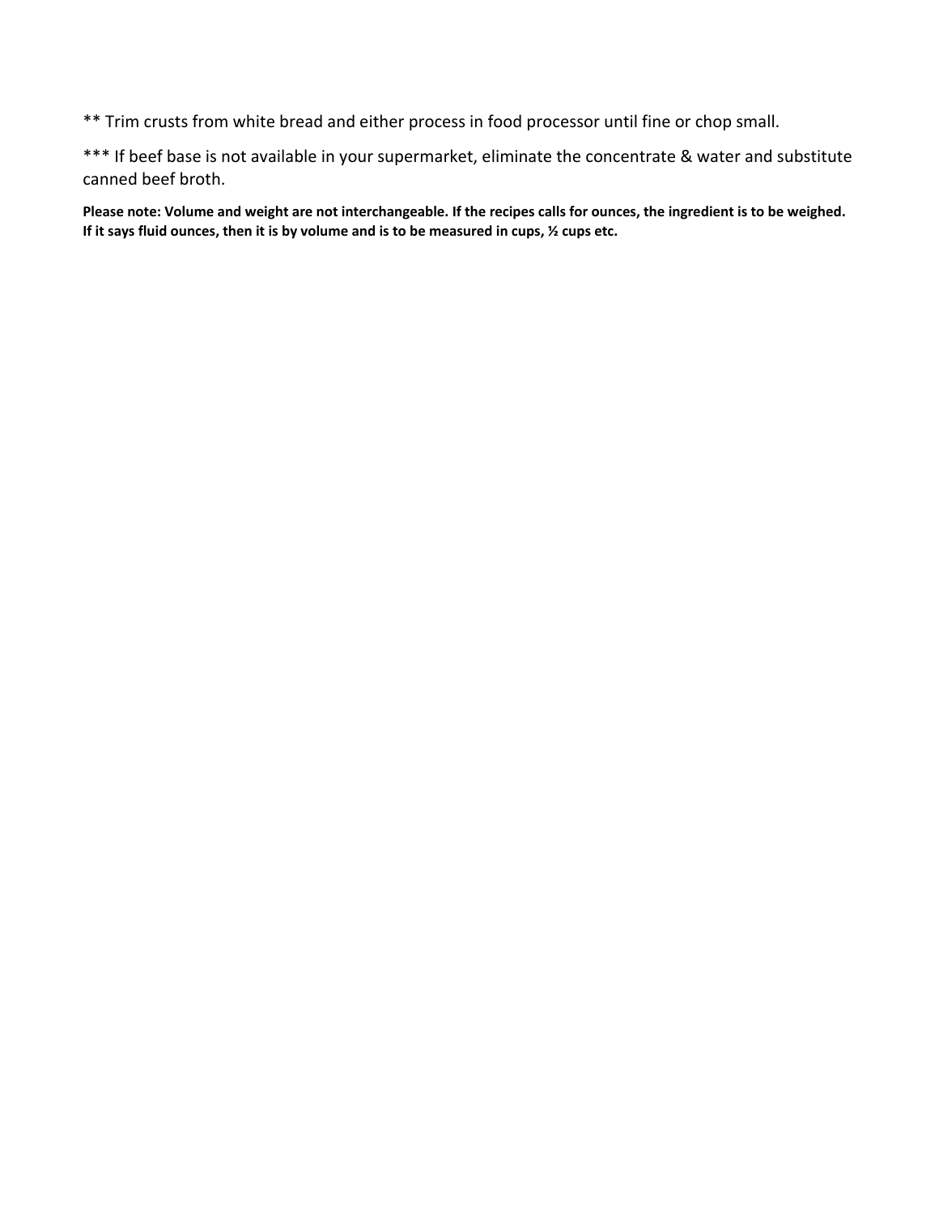** Trim crusts from white bread and either process in food processor until fine or chop small.

*** If beef base is not available in your supermarket, eliminate the concentrate & water and substitute canned beef broth.

**Please note: Volume and weight are not interchangeable. If the recipes calls for ounces, the ingredient is to be weighed. If it says fluid ounces, then it is by volume and is to be measured in cups, ½ cups etc.**